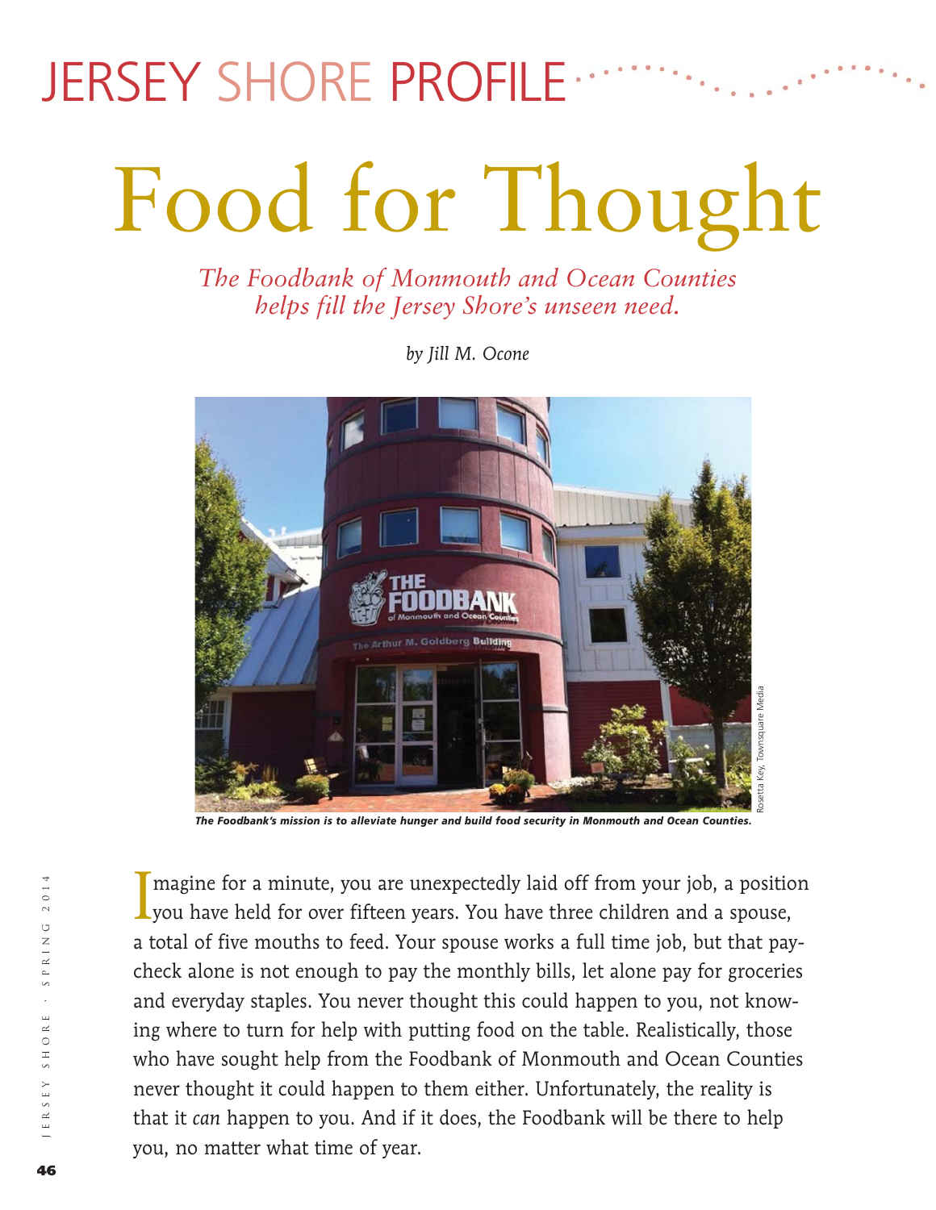JERSEY SHORE PROFILE

# Food for Thought

*The Foodbank of Monmouth and Ocean Counties helps fill the Jersey Shore's unseen need.*

*by Jill M. Ocone*

Rosetta Key, Townsquare Media

***The Foodbank's mission is to alleviate hunger and build food security in Monmouth and Ocean Counties.***

Imagine for a minute, you are unexpectedly laid off from your job, a position you have held for over fifteen years. You have three children and a spouse, a total of five mouths to feed. Your spouse works a full time job, but that paycheck alone is not enough to pay the monthly bills, let alone pay for groceries and everyday staples. You never thought this could happen to you, not knowing where to turn for help with putting food on the table. Realistically, those who have sought help from the Foodbank of Monmouth and Ocean Counties never thought it could happen to them either. Unfortunately, the reality is that it *can* happen to you. And if it does, the Foodbank will be there to help you, no matter what time of year.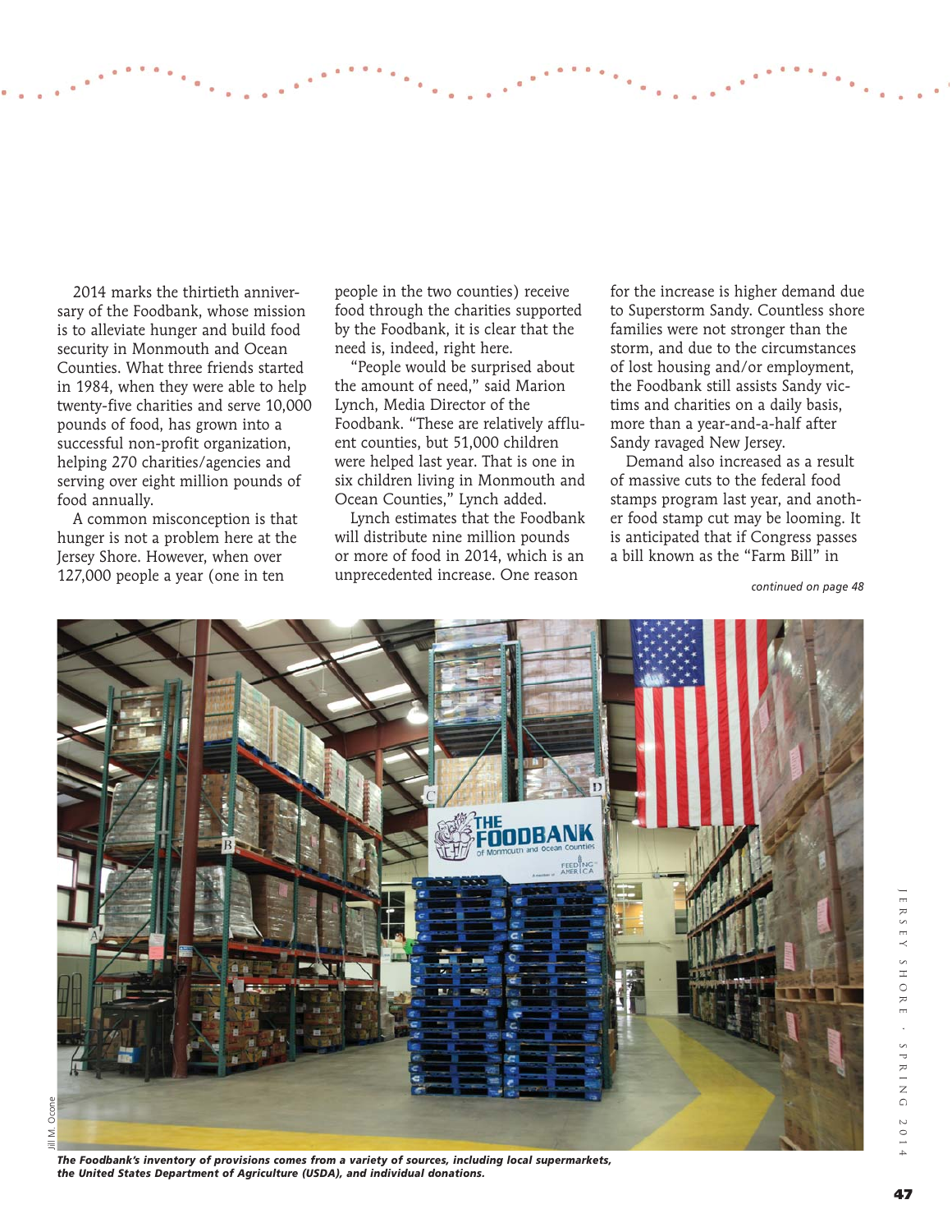2014 marks the thirtieth anniversary of the Foodbank, whose mission is to alleviate hunger and build food security in Monmouth and Ocean Counties. What three friends started in 1984, when they were able to help twenty-five charities and serve 10,000 pounds of food, has grown into a successful non-profit organization, helping 270 charities/agencies and serving over eight million pounds of food annually.

A common misconception is that hunger is not a problem here at the Jersey Shore. However, when over 127,000 people a year (one in ten people in the two counties) receive food through the charities supported by the Foodbank, it is clear that the need is, indeed, right here.

"People would be surprised about the amount of need," said Marion Lynch, Media Director of the Foodbank. "These are relatively affluent counties, but 51,000 children were helped last year. That is one in six children living in Monmouth and Ocean Counties," Lynch added.

Lynch estimates that the Foodbank will distribute nine million pounds or more of food in 2014, which is an unprecedented increase. One reason for the increase is higher demand due to Superstorm Sandy. Countless shore families were not stronger than the storm, and due to the circumstances of lost housing and/or employment, the Foodbank still assists Sandy victims and charities on a daily basis, more than a year-and-a-half after Sandy ravaged New Jersey.

Demand also increased as a result of massive cuts to the federal food stamps program last year, and another food stamp cut may be looming. It is anticipated that if Congress passes a bill known as the "Farm Bill" in

*continued on page 48*

Jill M. Ocone

***The Foodbank's inventory of provisions comes from a variety of sources, including local supermarkets, the United States Department of Agriculture (USDA), and individual donations.***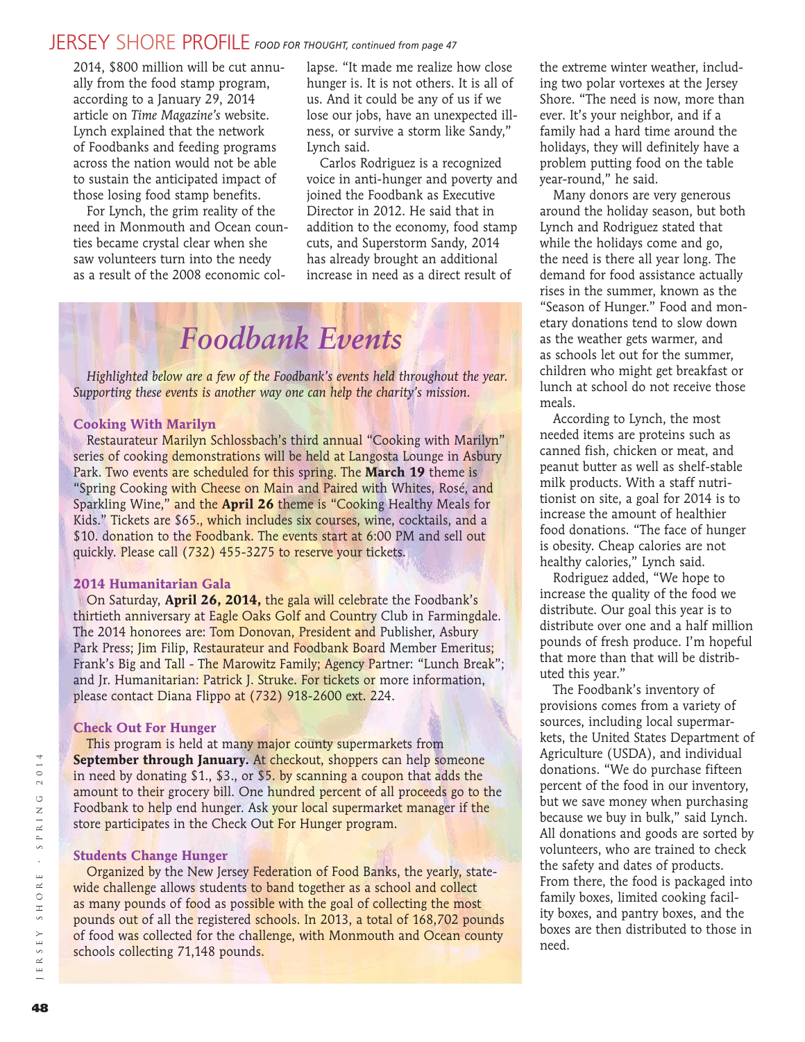2014, $800 million will be cut annually from the food stamp program, according to a January 29, 2014 article on *Time Magazine's* website. Lynch explained that the network of Foodbanks and feeding programs across the nation would not be able to sustain the anticipated impact of those losing food stamp benefits.

For Lynch, the grim reality of the need in Monmouth and Ocean counties became crystal clear when she saw volunteers turn into the needy as a result of the 2008 economic collapse. "It made me realize how close hunger is. It is not others. It is all of us. And it could be any of us if we lose our jobs, have an unexpected illness, or survive a storm like Sandy," Lynch said.

Carlos Rodriguez is a recognized voice in anti-hunger and poverty and joined the Foodbank as Executive Director in 2012. He said that in addition to the economy, food stamp cuts, and Superstorm Sandy, 2014 has already brought an additional increase in need as a direct result of the extreme winter weather, including two polar vortexes at the Jersey Shore. "The need is now, more than ever. It's your neighbor, and if a family had a hard time around the holidays, they will definitely have a problem putting food on the table year-round," he said.

Many donors are very generous around the holiday season, but both Lynch and Rodriguez stated that while the holidays come and go, the need is there all year long. The demand for food assistance actually rises in the summer, known as the "Season of Hunger." Food and monetary donations tend to slow down as the weather gets warmer, and as schools let out for the summer, children who might get breakfast or lunch at school do not receive those meals.

According to Lynch, the most needed items are proteins such as canned fish, chicken or meat, and peanut butter as well as shelf-stable milk products. With a staff nutritionist on site, a goal for 2014 is to increase the amount of healthier food donations. "The face of hunger is obesity. Cheap calories are not healthy calories," Lynch said.

Rodriguez added, "We hope to increase the quality of the food we distribute. Our goal this year is to distribute over one and a half million pounds of fresh produce. I'm hopeful that more than that will be distributed this year."

The Foodbank's inventory of provisions comes from a variety of sources, including local supermarkets, the United States Department of Agriculture (USDA), and individual donations. "We do purchase fifteen percent of the food in our inventory, but we save money when purchasing because we buy in bulk," said Lynch. All donations and goods are sorted by volunteers, who are trained to check the safety and dates of products. From there, the food is packaged into family boxes, limited cooking facility boxes, and pantry boxes, and the boxes are then distributed to those in need.

## *Foodbank Events*

*Highlighted below are a few of the Foodbank's events held throughout the year. Supporting these events is another way one can help the charity's mission.*

### Cooking With Marilyn

Restaurateur Marilyn Schlossbach's third annual "Cooking with Marilyn" series of cooking demonstrations will be held at Langosta Lounge in Asbury Park. Two events are scheduled for this spring. The **March 19** theme is "Spring Cooking with Cheese on Main and Paired with Whites, Rosé, and Sparkling Wine," and the **April 26** theme is "Cooking Healthy Meals for Kids." Tickets are $65., which includes six courses, wine, cocktails, and a $10. donation to the Foodbank. The events start at 6:00 PM and sell out quickly. Please call (732) 455-3275 to reserve your tickets.

### 2014 Humanitarian Gala

On Saturday, **April 26, 2014,** the gala will celebrate the Foodbank's thirtieth anniversary at Eagle Oaks Golf and Country Club in Farmingdale. The 2014 honorees are: Tom Donovan, President and Publisher, Asbury Park Press; Jim Filip, Restaurateur and Foodbank Board Member Emeritus; Frank's Big and Tall - The Marowitz Family; Agency Partner: "Lunch Break"; and Jr. Humanitarian: Patrick J. Struke. For tickets or more information, please contact Diana Flippo at (732) 918-2600 ext. 224.

### Check Out For Hunger

This program is held at many major county supermarkets from **September through January.** At checkout, shoppers can help someone in need by donating $1., $3., or $5. by scanning a coupon that adds the amount to their grocery bill. One hundred percent of all proceeds go to the Foodbank to help end hunger. Ask your local supermarket manager if the store participates in the Check Out For Hunger program.

### Students Change Hunger

Organized by the New Jersey Federation of Food Banks, the yearly, statewide challenge allows students to band together as a school and collect as many pounds of food as possible with the goal of collecting the most pounds out of all the registered schools. In 2013, a total of 168,702 pounds of food was collected for the challenge, with Monmouth and Ocean county schools collecting 71,148 pounds.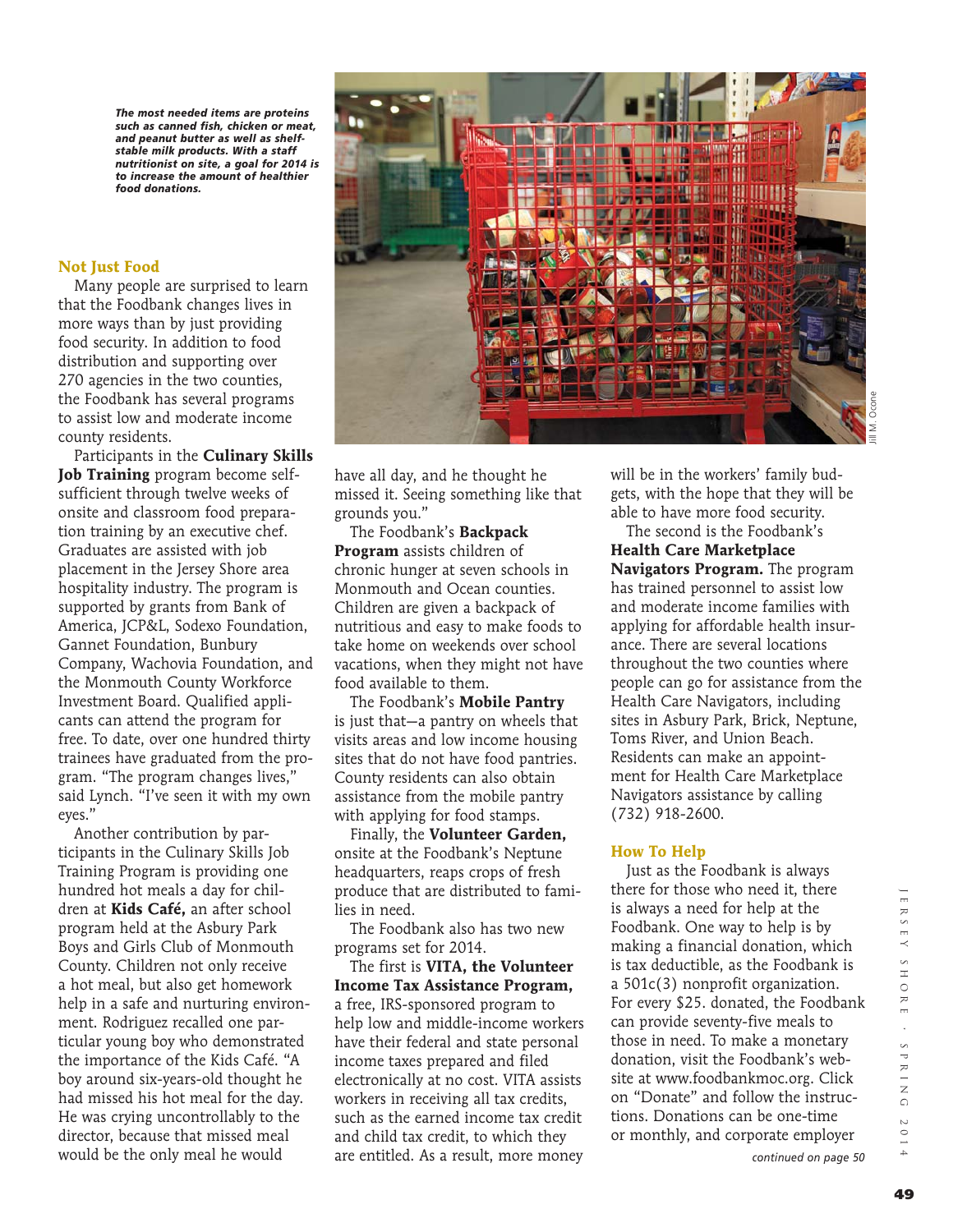*The most needed items are proteins such as canned fish, chicken or meat, and peanut butter as well as shelf-stable milk products. With a staff nutritionist on site, a goal for 2014 is to increase the amount of healthier food donations.*

Jill M. Ocone

## Not Just Food

Many people are surprised to learn that the Foodbank changes lives in more ways than by just providing food security. In addition to food distribution and supporting over 270 agencies in the two counties, the Foodbank has several programs to assist low and moderate income county residents.

Participants in the **Culinary Skills Job Training** program become self-sufficient through twelve weeks of onsite and classroom food preparation training by an executive chef. Graduates are assisted with job placement in the Jersey Shore area hospitality industry. The program is supported by grants from Bank of America, JCP&L, Sodexo Foundation, Gannet Foundation, Bunbury Company, Wachovia Foundation, and the Monmouth County Workforce Investment Board. Qualified applicants can attend the program for free. To date, over one hundred thirty trainees have graduated from the program. "The program changes lives," said Lynch. "I've seen it with my own eyes."

Another contribution by participants in the Culinary Skills Job Training Program is providing one hundred hot meals a day for children at **Kids Café,** an after school program held at the Asbury Park Boys and Girls Club of Monmouth County. Children not only receive a hot meal, but also get homework help in a safe and nurturing environment. Rodriguez recalled one particular young boy who demonstrated the importance of the Kids Café. "A boy around six-years-old thought he had missed his hot meal for the day. He was crying uncontrollably to the director, because that missed meal would be the only meal he would have all day, and he thought he missed it. Seeing something like that grounds you."

The Foodbank's **Backpack Program** assists children of chronic hunger at seven schools in Monmouth and Ocean counties. Children are given a backpack of nutritious and easy to make foods to take home on weekends over school vacations, when they might not have food available to them.

The Foodbank's **Mobile Pantry** is just that—a pantry on wheels that visits areas and low income housing sites that do not have food pantries. County residents can also obtain assistance from the mobile pantry with applying for food stamps.

Finally, the **Volunteer Garden,** onsite at the Foodbank's Neptune headquarters, reaps crops of fresh produce that are distributed to families in need.

The Foodbank also has two new programs set for 2014.

The first is **VITA, the Volunteer Income Tax Assistance Program,** a free, IRS-sponsored program to help low and middle-income workers have their federal and state personal income taxes prepared and filed electronically at no cost. VITA assists workers in receiving all tax credits, such as the earned income tax credit and child tax credit, to which they are entitled. As a result, more money will be in the workers' family budgets, with the hope that they will be able to have more food security.

The second is the Foodbank's **Health Care Marketplace Navigators Program.** The program has trained personnel to assist low and moderate income families with applying for affordable health insurance. There are several locations throughout the two counties where people can go for assistance from the Health Care Navigators, including sites in Asbury Park, Brick, Neptune, Toms River, and Union Beach. Residents can make an appointment for Health Care Marketplace Navigators assistance by calling (732) 918-2600.

## How To Help

Just as the Foodbank is always there for those who need it, there is always a need for help at the Foodbank. One way to help is by making a financial donation, which is tax deductible, as the Foodbank is a 501c(3) nonprofit organization. For every $25. donated, the Foodbank can provide seventy-five meals to those in need. To make a monetary donation, visit the Foodbank's website at www.foodbankmoc.org. Click on "Donate" and follow the instructions. Donations can be one-time or monthly, and corporate employer

*continued on page 50*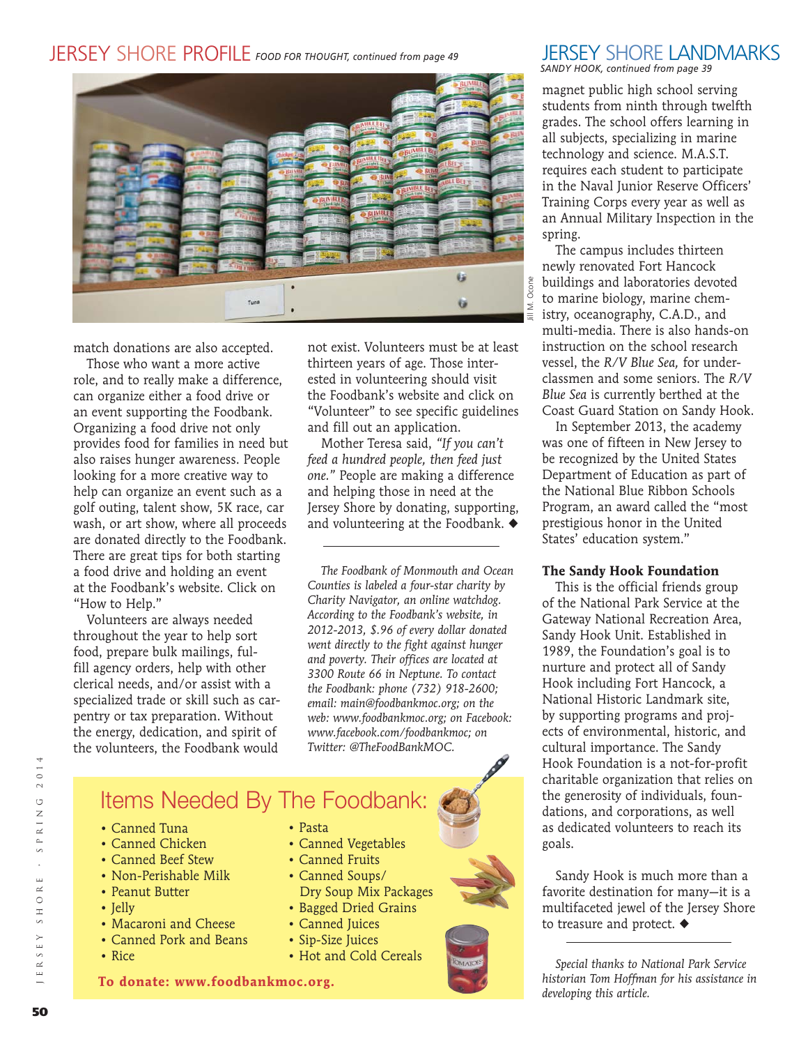## JERSEY SHORE PROFILE *FOOD FOR THOUGHT, continued from page 49*

Jill M. Ocone

match donations are also accepted.

Those who want a more active role, and to really make a difference, can organize either a food drive or an event supporting the Foodbank. Organizing a food drive not only provides food for families in need but also raises hunger awareness. People looking for a more creative way to help can organize an event such as a golf outing, talent show, 5K race, car wash, or art show, where all proceeds are donated directly to the Foodbank. There are great tips for both starting a food drive and holding an event at the Foodbank's website. Click on "How to Help."

Volunteers are always needed throughout the year to help sort food, prepare bulk mailings, fulfill agency orders, help with other clerical needs, and/or assist with a specialized trade or skill such as carpentry or tax preparation. Without the energy, dedication, and spirit of the volunteers, the Foodbank would not exist. Volunteers must be at least thirteen years of age. Those interested in volunteering should visit the Foodbank's website and click on "Volunteer" to see specific guidelines and fill out an application.

Mother Teresa said, *"If you can't feed a hundred people, then feed just one."* People are making a difference and helping those in need at the Jersey Shore by donating, supporting, and volunteering at the Foodbank. ◆

---

*The Foodbank of Monmouth and Ocean Counties is labeled a four-star charity by Charity Navigator, an online watchdog. According to the Foodbank's website, in 2012-2013, $.96 of every dollar donated went directly to the fight against hunger and poverty. Their offices are located at 3300 Route 66 in Neptune. To contact the Foodbank: phone (732) 918-2600; email: main@foodbankmoc.org; on the web: www.foodbankmoc.org; on Facebook: www.facebook.com/foodbankmoc; on Twitter: @TheFoodBankMOC.*

### Items Needed By The Foodbank:

- Canned Tuna
- Canned Chicken
- Canned Beef Stew
- Non-Perishable Milk
- Peanut Butter
- Jelly
- Macaroni and Cheese
- Canned Pork and Beans
- Rice
- Pasta
- Canned Vegetables
- Canned Fruits
- Canned Soups/ Dry Soup Mix Packages
- Bagged Dried Grains
- Canned Juices
- Sip-Size Juices
- Hot and Cold Cereals

**To donate: www.foodbankmoc.org.**

## JERSEY SHORE LANDMARKS *SANDY HOOK, continued from page 39*

magnet public high school serving students from ninth through twelfth grades. The school offers learning in all subjects, specializing in marine technology and science. M.A.S.T. requires each student to participate in the Naval Junior Reserve Officers' Training Corps every year as well as an Annual Military Inspection in the spring.

The campus includes thirteen newly renovated Fort Hancock buildings and laboratories devoted to marine biology, marine chemistry, oceanography, C.A.D., and multi-media. There is also hands-on instruction on the school research vessel, the *R/V Blue Sea,* for underclassmen and some seniors. The *R/V Blue Sea* is currently berthed at the Coast Guard Station on Sandy Hook.

In September 2013, the academy was one of fifteen in New Jersey to be recognized by the United States Department of Education as part of the National Blue Ribbon Schools Program, an award called the "most prestigious honor in the United States' education system."

**The Sandy Hook Foundation**

This is the official friends group of the National Park Service at the Gateway National Recreation Area, Sandy Hook Unit. Established in 1989, the Foundation's goal is to nurture and protect all of Sandy Hook including Fort Hancock, a National Historic Landmark site, by supporting programs and projects of environmental, historic, and cultural importance. The Sandy Hook Foundation is a not-for-profit charitable organization that relies on the generosity of individuals, foundations, and corporations, as well as dedicated volunteers to reach its goals.

Sandy Hook is much more than a favorite destination for many—it is a multifaceted jewel of the Jersey Shore to treasure and protect. ◆

---

*Special thanks to National Park Service historian Tom Hoffman for his assistance in developing this article.*